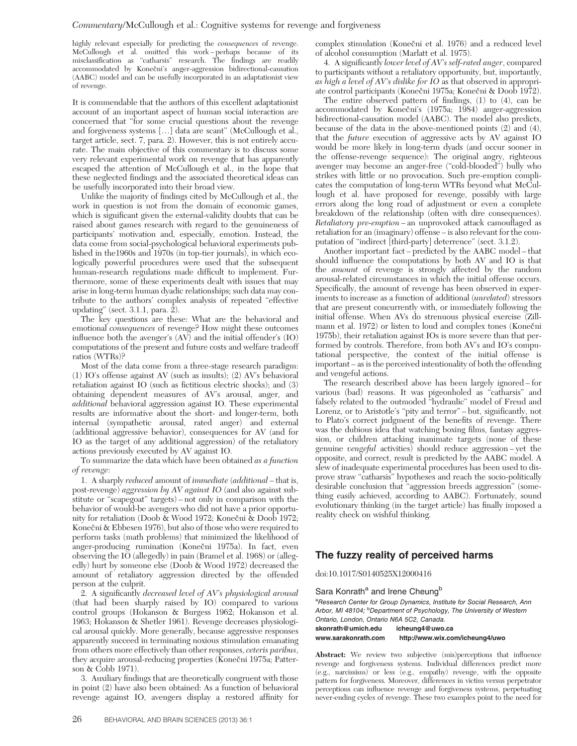highly relevant especially for predicting the *consequences* of revenge. McCullough et al. omitted this work – perhaps because of its misclassification as "catharsis" research. The findings are readily accommodated by Konečni's anger-aggression bidirectional-causation (AABC) model and can be usefully incorporated in an adaptationist view of revenge.

It is commendable that the authors of this excellent adaptationist account of an important aspect of human social interaction are concerned that "for some crucial questions about the revenge and forgiveness systems […] data are scant" (McCullough et al., target article, sect. 7, para. 2). However, this is not entirely accurate. The main objective of this commentary is to discuss some very relevant experimental work on revenge that has apparently escaped the attention of McCullough et al., in the hope that these neglected findings and the associated theoretical ideas can be usefully incorporated into their broad view.

Unlike the majority of findings cited by McCullough et al., the work in question is not from the domain of economic games, which is significant given the external-validity doubts that can be raised about games research with regard to the genuineness of participants' motivation and, especially, emotion. Instead, the data come from social-psychological behavioral experiments published in the1960s and 1970s (in top-tier journals), in which ecologically powerful procedures were used that the subsequent human-research regulations made difficult to implement. Furthermore, some of these experiments dealt with issues that may arise in long-term human dyadic relationships; such data may contribute to the authors' complex analysis of repeated "effective updating" (sect. 3.1.1, para. 2).

The key questions are these: What are the behavioral and emotional *consequences* of revenge? How might these outcomes influence both the avenger's (AV) and the initial offender's (IO) computations of the present and future costs and welfare tradeoff ratios (WTRs)?

Most of the data come from a three-stage research paradigm: (1) IO's offense against AV (such as insults); (2) AV's behavioral retaliation against IO (such as fictitious electric shocks); and (3) obtaining dependent measures of AV's arousal, anger, and *additional* behavioral aggression against IO. These experimental results are informative about the short- and longer-term, both internal (sympathetic arousal, rated anger) and external (additional aggressive behavior), consequences for AV (and for IO as the target of any additional aggression) of the retaliatory actions previously executed by AV against IO.

To summarize the data which have been obtained *as a function of revenge*:

1. A sharply *reduced* amount of *immediate* (*additional* – that is, post-revenge) *aggression by AV against IO* (and also against substitute or "scapegoat" targets) – not only in comparison with the behavior of would-be avengers who did not have a prior opportunity for retaliation (Doob & Wood 1972; Konečni & Doob 1972; Konečni & Ebbesen 1976), but also of those who were required to perform tasks (math problems) that minimized the likelihood of anger-producing rumination (Konečni 1975a). In fact, even observing the IO (allegedly) in pain (Bramel et al. 1968) or (allegedly) hurt by someone else (Doob & Wood 1972) decreased the amount of retaliatory aggression directed by the offended person at the culprit.

2. A significantly *decreased level of AV's physiological arousal* (that had been sharply raised by IO) compared to various control groups (Hokanson & Burgess 1962; Hokanson et al. 1963; Hokanson & Shetler 1961). Revenge decreases physiological arousal quickly. More generally, because aggressive responses apparently succeed in terminating noxious stimulation emanating from others more effectively than other responses, *ceteris paribus*, they acquire arousal-reducing properties (Konečni 1975a; Patterson & Cobb 1971).

3. Auxiliary findings that are theoretically congruent with those in point (2) have also been obtained: As a function of behavioral revenge against IO, avengers display a restored affinity for complex stimulation (Konečni et al. 1976) and a reduced level of alcohol consumption (Marlatt et al. 1975).

4. A significantly *lower level of AV's self-rated anger*, compared to participants without a retaliatory opportunity, but, importantly, *as high a level of AV's dislike for IO* as that observed in appropriate control participants (Konečni 1975a; Konečni & Doob 1972).

The entire observed pattern of findings, (1) to (4), can be accommodated by Konečni's (1975a; 1984) anger-aggression bidirectional-causation model (AABC). The model also predicts, because of the data in the above-mentioned points (2) and (4), that the *future* execution of aggressive acts by AV against IO would be more likely in long-term dyads (and occur sooner in the offense-revenge sequence): The original angry, righteous avenger may become an anger-free ("cold-blooded") bully who strikes with little or no provocation. Such pre-emption complicates the computation of long-term WTRs beyond what McCullough et al. have proposed for revenge, possibly with large errors along the long road of adjustment or even a complete breakdown of the relationship (often with dire consequences). *Retaliatory pre-emption* – an unprovoked attack camouflaged as retaliation for an (imaginary) offense – is also relevant for the computation of "indirect [third-party] deterrence" (sect. 3.1.2).

Another important fact – predicted by the AABC model – that should influence the computations by both AV and IO is that the *amount* of revenge is strongly affected by the random arousal-related circumstances in which the initial offense occurs. Specifically, the amount of revenge has been observed in experiments to increase as a function of additional (*unrelated*) stressors that are present concurrently with, or immediately following the initial offense. When AVs do strenuous physical exercise (Zillmann et al. 1972) or listen to loud and complex tones (Konečni 1975b), their retaliation against IOs is more severe than that performed by controls. Therefore, from both AV's and IO's computational perspective, the context of the initial offense is important – as is the perceived intentionality of both the offending and vengeful actions.

The research described above has been largely ignored – for various (bad) reasons. It was pigeonholed as "catharsis" and falsely related to the outmoded "hydraulic" model of Freud and Lorenz, or to Aristotle's "pity and terror" – but, significantly, not to Plato's correct judgment of the benefits of revenge. There was the dubious idea that watching boxing films, fantasy aggression, or children attacking inanimate targets (none of these genuine *vengeful* activities) should reduce aggression – yet the opposite, and correct, result is predicted by the AABC model. A slew of inadequate experimental procedures has been used to disprove straw "catharsis" hypotheses and reach the socio-politically desirable conclusion that "aggression breeds aggression" (something easily achieved, according to AABC). Fortunately, sound evolutionary thinking (in the target article) has finally imposed a reality check on wishful thinking.

## The fuzzy reality of perceived harms

doi:10.1017/S0140525X12000416

Sara Konrath[a] and Irene Cheung[b]

[a]*Research Center for Group Dynamics, Institute for Social Research, Ann Arbor, MI 48104;* [b]*Department of Psychology, The University of Western Ontario, London, Ontario N6A 5C2, Canada.*

**skonrath@umich.edu icheung4@uwo.ca**

**www.sarakonrath.com http://www.wix.com/icheung4/uwo**

**Abstract:** We review two subjective (mis)perceptions that influence revenge and forgiveness systems. Individual differences predict more (e.g., narcissism) or less (e.g., empathy) revenge, with the opposite pattern for forgiveness. Moreover, differences in victim versus perpetrator perceptions can influence revenge and forgiveness systems, perpetuating never-ending cycles of revenge. These two examples point to the need for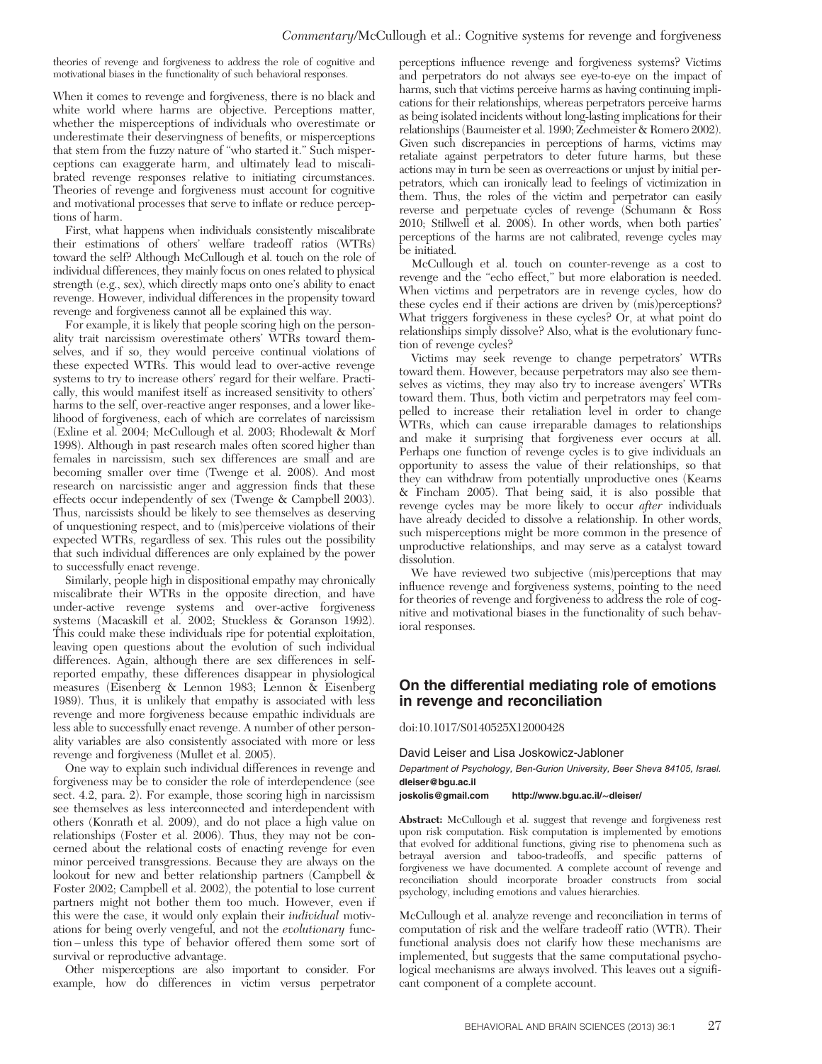theories of revenge and forgiveness to address the role of cognitive and motivational biases in the functionality of such behavioral responses.

When it comes to revenge and forgiveness, there is no black and white world where harms are objective. Perceptions matter, whether the misperceptions of individuals who overestimate or underestimate their deservingness of benefits, or misperceptions that stem from the fuzzy nature of "who started it." Such misperceptions can exaggerate harm, and ultimately lead to miscalibrated revenge responses relative to initiating circumstances. Theories of revenge and forgiveness must account for cognitive and motivational processes that serve to inflate or reduce perceptions of harm.

First, what happens when individuals consistently miscalibrate their estimations of others' welfare tradeoff ratios (WTRs) toward the self? Although McCullough et al. touch on the role of individual differences, they mainly focus on ones related to physical strength (e.g., sex), which directly maps onto one's ability to enact revenge. However, individual differences in the propensity toward revenge and forgiveness cannot all be explained this way.

For example, it is likely that people scoring high on the personality trait narcissism overestimate others' WTRs toward themselves, and if so, they would perceive continual violations of these expected WTRs. This would lead to over-active revenge systems to try to increase others' regard for their welfare. Practically, this would manifest itself as increased sensitivity to others' harms to the self, over-reactive anger responses, and a lower likelihood of forgiveness, each of which are correlates of narcissism (Exline et al. 2004; McCullough et al. 2003; Rhodewalt & Morf 1998). Although in past research males often scored higher than females in narcissism, such sex differences are small and are becoming smaller over time (Twenge et al. 2008). And most research on narcissistic anger and aggression finds that these effects occur independently of sex (Twenge & Campbell 2003). Thus, narcissists should be likely to see themselves as deserving of unquestioning respect, and to (mis)perceive violations of their expected WTRs, regardless of sex. This rules out the possibility that such individual differences are only explained by the power to successfully enact revenge.

Similarly, people high in dispositional empathy may chronically miscalibrate their WTRs in the opposite direction, and have under-active revenge systems and over-active forgiveness systems (Macaskill et al. 2002; Stuckless & Goranson 1992). This could make these individuals ripe for potential exploitation, leaving open questions about the evolution of such individual differences. Again, although there are sex differences in self-reported empathy, these differences disappear in physiological measures (Eisenberg & Lennon 1983; Lennon & Eisenberg 1989). Thus, it is unlikely that empathy is associated with less revenge and more forgiveness because empathic individuals are less able to successfully enact revenge. A number of other personality variables are also consistently associated with more or less revenge and forgiveness (Mullet et al. 2005).

One way to explain such individual differences in revenge and forgiveness may be to consider the role of interdependence (see sect. 4.2, para. 2). For example, those scoring high in narcissism see themselves as less interconnected and interdependent with others (Konrath et al. 2009), and do not place a high value on relationships (Foster et al. 2006). Thus, they may not be concerned about the relational costs of enacting revenge for even minor perceived transgressions. Because they are always on the lookout for new and better relationship partners (Campbell & Foster 2002; Campbell et al. 2002), the potential to lose current partners might not bother them too much. However, even if this were the case, it would only explain their *individual* motivations for being overly vengeful, and not the *evolutionary* function – unless this type of behavior offered them some sort of survival or reproductive advantage.

Other misperceptions are also important to consider. For example, how do differences in victim versus perpetrator perceptions influence revenge and forgiveness systems? Victims and perpetrators do not always see eye-to-eye on the impact of harms, such that victims perceive harms as having continuing implications for their relationships, whereas perpetrators perceive harms as being isolated incidents without long-lasting implications for their relationships (Baumeister et al. 1990; Zechmeister & Romero 2002). Given such discrepancies in perceptions of harms, victims may retaliate against perpetrators to deter future harms, but these actions may in turn be seen as overreactions or unjust by initial perpetrators, which can ironically lead to feelings of victimization in them. Thus, the roles of the victim and perpetrator can easily reverse and perpetuate cycles of revenge (Schumann & Ross 2010; Stillwell et al. 2008). In other words, when both parties' perceptions of the harms are not calibrated, revenge cycles may be initiated.

McCullough et al. touch on counter-revenge as a cost to revenge and the "echo effect," but more elaboration is needed. When victims and perpetrators are in revenge cycles, how do these cycles end if their actions are driven by (mis)perceptions? What triggers forgiveness in these cycles? Or, at what point do relationships simply dissolve? Also, what is the evolutionary function of revenge cycles?

Victims may seek revenge to change perpetrators' WTRs toward them. However, because perpetrators may also see themselves as victims, they may also try to increase avengers' WTRs toward them. Thus, both victim and perpetrators may feel compelled to increase their retaliation level in order to change WTRs, which can cause irreparable damages to relationships and make it surprising that forgiveness ever occurs at all. Perhaps one function of revenge cycles is to give individuals an opportunity to assess the value of their relationships, so that they can withdraw from potentially unproductive ones (Kearns & Fincham 2005). That being said, it is also possible that revenge cycles may be more likely to occur *after* individuals have already decided to dissolve a relationship. In other words, such misperceptions might be more common in the presence of unproductive relationships, and may serve as a catalyst toward dissolution.

We have reviewed two subjective (mis)perceptions that may influence revenge and forgiveness systems, pointing to the need for theories of revenge and forgiveness to address the role of cognitive and motivational biases in the functionality of such behavioral responses.

## On the differential mediating role of emotions in revenge and reconciliation

doi:10.1017/S0140525X12000428

David Leiser and Lisa Joskowicz-Jabloner

*Department of Psychology, Ben-Gurion University, Beer Sheva 84105, Israel.*
**dleiser@bgu.ac.il**
**joskolis@gmail.com** **http://www.bgu.ac.il/~dleiser/**

**Abstract:** McCullough et al. suggest that revenge and forgiveness rest upon risk computation. Risk computation is implemented by emotions that evolved for additional functions, giving rise to phenomena such as betrayal aversion and taboo-tradeoffs, and specific patterns of forgiveness we have documented. A complete account of revenge and reconciliation should incorporate broader constructs from social psychology, including emotions and values hierarchies.

McCullough et al. analyze revenge and reconciliation in terms of computation of risk and the welfare tradeoff ratio (WTR). Their functional analysis does not clarify how these mechanisms are implemented, but suggests that the same computational psychological mechanisms are always involved. This leaves out a significant component of a complete account.